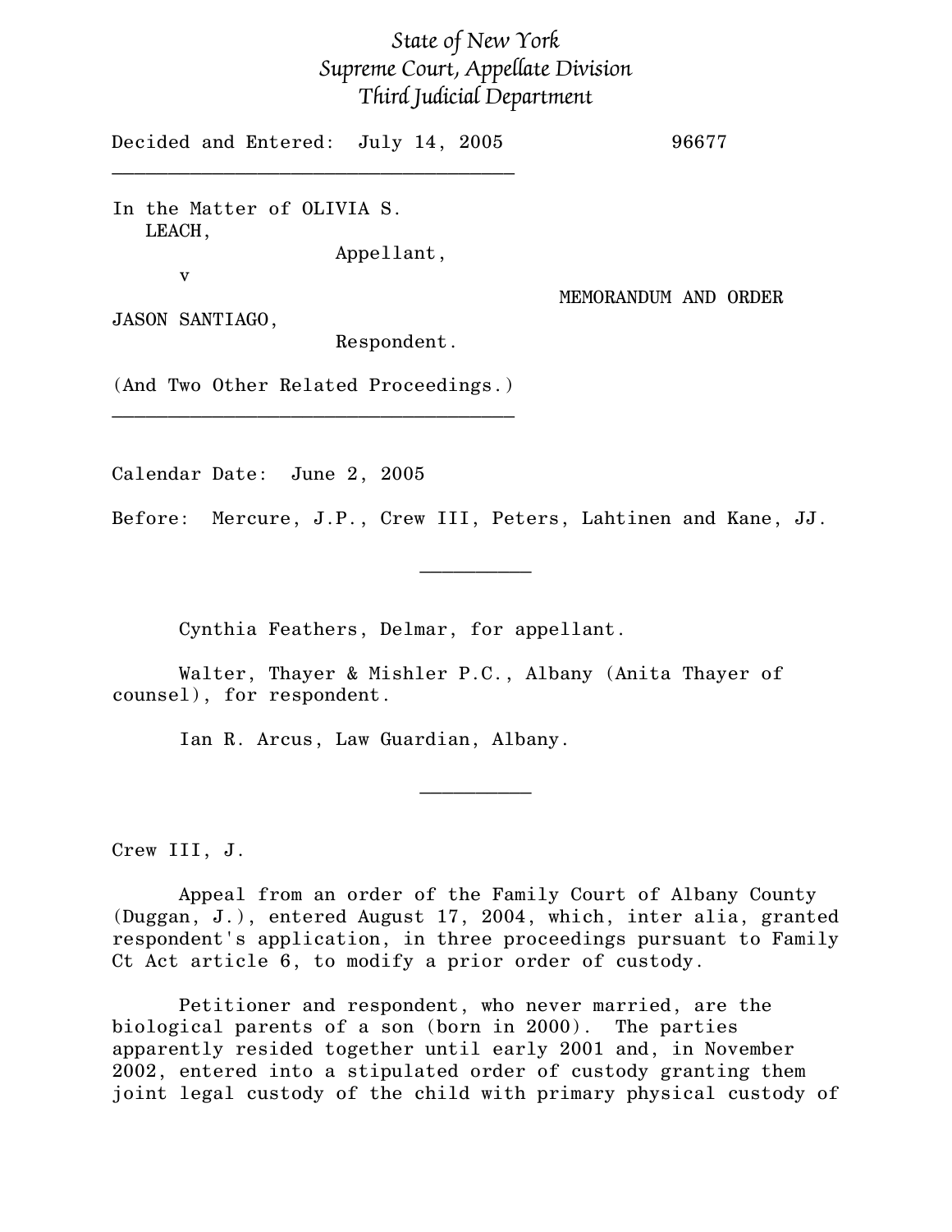*State of New York*
*Supreme Court, Appellate Division*
*Third Judicial Department*

Decided and Entered: July 14, 2005 96677

---

In the Matter of OLIVIA S. LEACH,
Appellant,

v

JASON SANTIAGO,
Respondent.

MEMORANDUM AND ORDER

(And Two Other Related Proceedings.)

---

Calendar Date: June 2, 2005

Before: Mercure, J.P., Crew III, Peters, Lahtinen and Kane, JJ.

---

Cynthia Feathers, Delmar, for appellant.

Walter, Thayer & Mishler P.C., Albany (Anita Thayer of counsel), for respondent.

Ian R. Arcus, Law Guardian, Albany.

---

Crew III, J.

Appeal from an order of the Family Court of Albany County (Duggan, J.), entered August 17, 2004, which, inter alia, granted respondent's application, in three proceedings pursuant to Family Ct Act article 6, to modify a prior order of custody.

Petitioner and respondent, who never married, are the biological parents of a son (born in 2000). The parties apparently resided together until early 2001 and, in November 2002, entered into a stipulated order of custody granting them joint legal custody of the child with primary physical custody of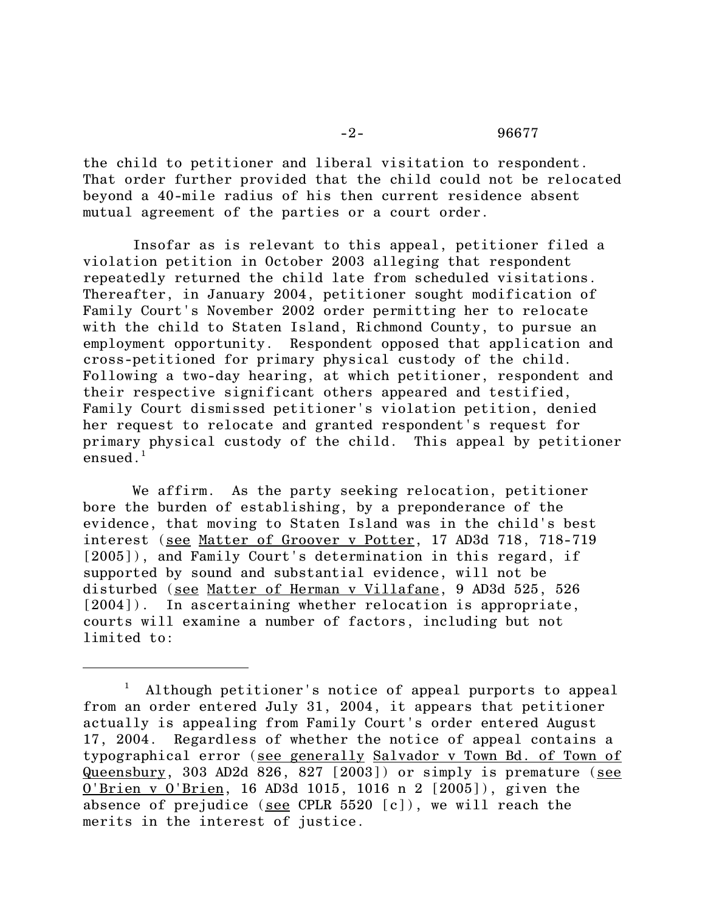the child to petitioner and liberal visitation to respondent. That order further provided that the child could not be relocated beyond a 40-mile radius of his then current residence absent mutual agreement of the parties or a court order.

Insofar as is relevant to this appeal, petitioner filed a violation petition in October 2003 alleging that respondent repeatedly returned the child late from scheduled visitations. Thereafter, in January 2004, petitioner sought modification of Family Court's November 2002 order permitting her to relocate with the child to Staten Island, Richmond County, to pursue an employment opportunity. Respondent opposed that application and cross-petitioned for primary physical custody of the child. Following a two-day hearing, at which petitioner, respondent and their respective significant others appeared and testified, Family Court dismissed petitioner's violation petition, denied her request to relocate and granted respondent's request for primary physical custody of the child. This appeal by petitioner ensued.[1]

We affirm. As the party seeking relocation, petitioner bore the burden of establishing, by a preponderance of the evidence, that moving to Staten Island was in the child's best interest (see Matter of Groover v Potter, 17 AD3d 718, 718-719 [2005]), and Family Court's determination in this regard, if supported by sound and substantial evidence, will not be disturbed (see Matter of Herman v Villafane, 9 AD3d 525, 526 [2004]). In ascertaining whether relocation is appropriate, courts will examine a number of factors, including but not limited to:

---

[1] Although petitioner's notice of appeal purports to appeal from an order entered July 31, 2004, it appears that petitioner actually is appealing from Family Court's order entered August 17, 2004. Regardless of whether the notice of appeal contains a typographical error (see generally Salvador v Town Bd. of Town of Queensbury, 303 AD2d 826, 827 [2003]) or simply is premature (see O'Brien v O'Brien, 16 AD3d 1015, 1016 n 2 [2005]), given the absence of prejudice (see CPLR 5520 [c]), we will reach the merits in the interest of justice.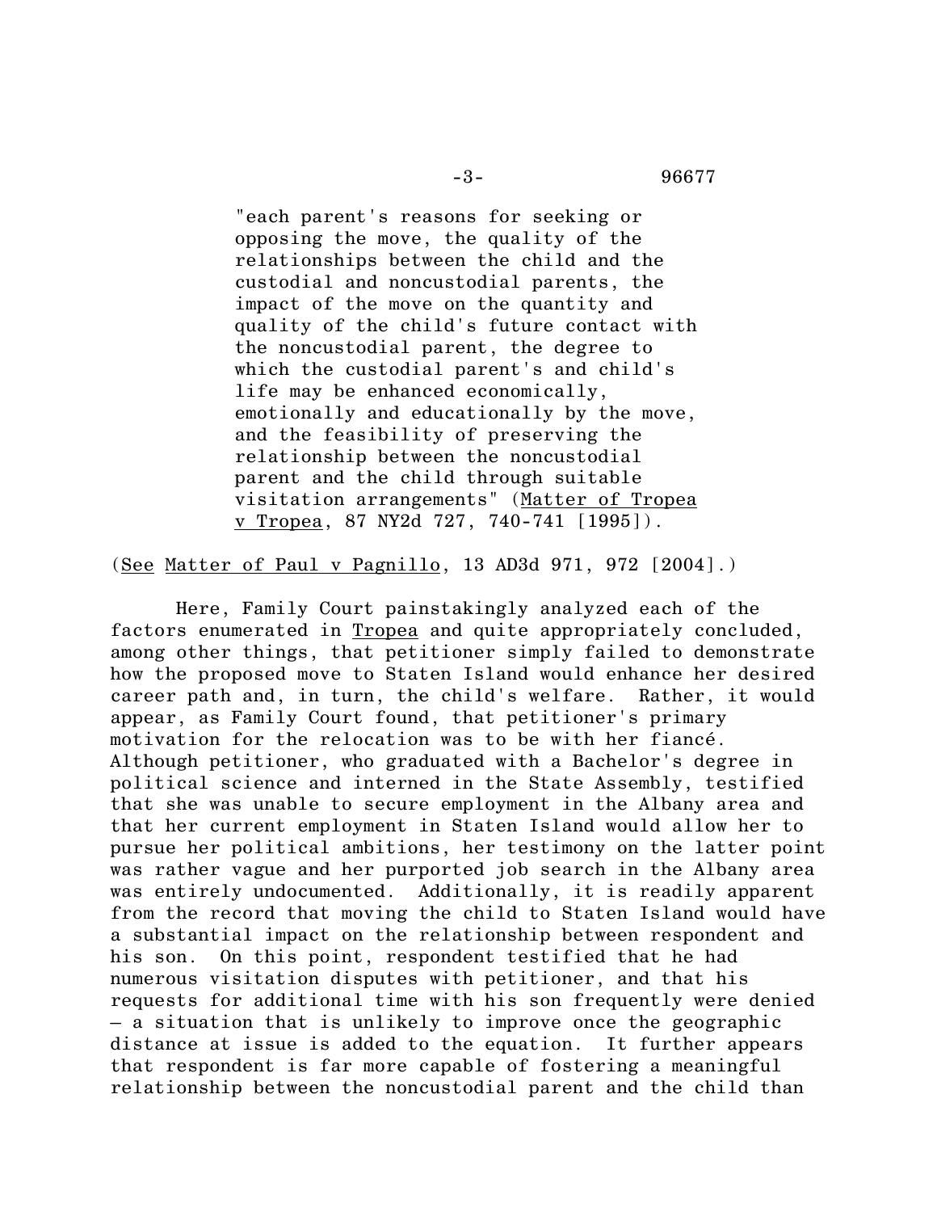> "each parent's reasons for seeking or opposing the move, the quality of the relationships between the child and the custodial and noncustodial parents, the impact of the move on the quantity and quality of the child's future contact with the noncustodial parent, the degree to which the custodial parent's and child's life may be enhanced economically, emotionally and educationally by the move, and the feasibility of preserving the relationship between the noncustodial parent and the child through suitable visitation arrangements" (Matter of Tropea v Tropea, 87 NY2d 727, 740-741 [1995]).

(See Matter of Paul v Pagnillo, 13 AD3d 971, 972 [2004].)

Here, Family Court painstakingly analyzed each of the factors enumerated in Tropea and quite appropriately concluded, among other things, that petitioner simply failed to demonstrate how the proposed move to Staten Island would enhance her desired career path and, in turn, the child's welfare. Rather, it would appear, as Family Court found, that petitioner's primary motivation for the relocation was to be with her fiancé. Although petitioner, who graduated with a Bachelor's degree in political science and interned in the State Assembly, testified that she was unable to secure employment in the Albany area and that her current employment in Staten Island would allow her to pursue her political ambitions, her testimony on the latter point was rather vague and her purported job search in the Albany area was entirely undocumented. Additionally, it is readily apparent from the record that moving the child to Staten Island would have a substantial impact on the relationship between respondent and his son. On this point, respondent testified that he had numerous visitation disputes with petitioner, and that his requests for additional time with his son frequently were denied – a situation that is unlikely to improve once the geographic distance at issue is added to the equation. It further appears that respondent is far more capable of fostering a meaningful relationship between the noncustodial parent and the child than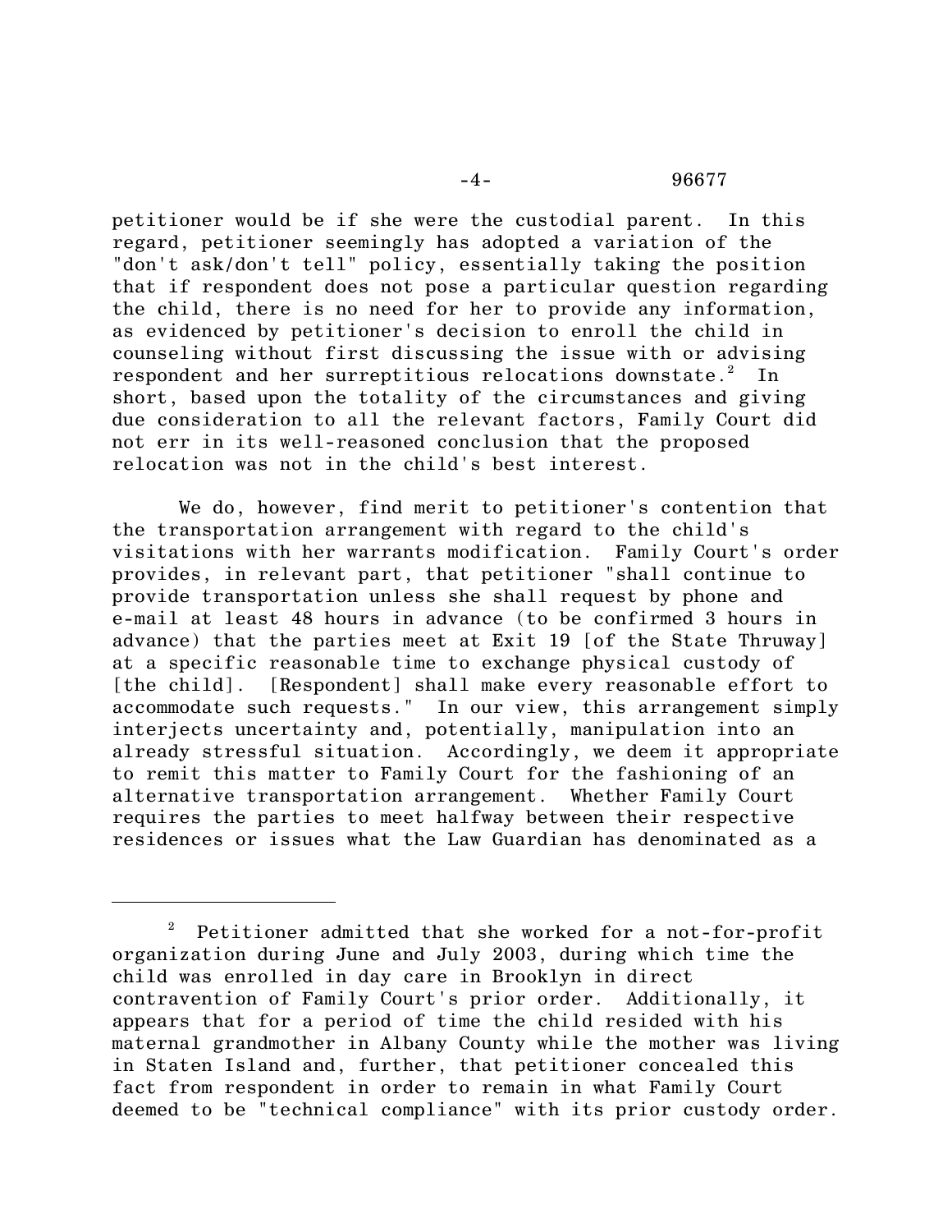petitioner would be if she were the custodial parent. In this regard, petitioner seemingly has adopted a variation of the "don't ask/don't tell" policy, essentially taking the position that if respondent does not pose a particular question regarding the child, there is no need for her to provide any information, as evidenced by petitioner's decision to enroll the child in counseling without first discussing the issue with or advising respondent and her surreptitious relocations downstate.[2] In short, based upon the totality of the circumstances and giving due consideration to all the relevant factors, Family Court did not err in its well-reasoned conclusion that the proposed relocation was not in the child's best interest.

We do, however, find merit to petitioner's contention that the transportation arrangement with regard to the child's visitations with her warrants modification. Family Court's order provides, in relevant part, that petitioner "shall continue to provide transportation unless she shall request by phone and e-mail at least 48 hours in advance (to be confirmed 3 hours in advance) that the parties meet at Exit 19 [of the State Thruway] at a specific reasonable time to exchange physical custody of [the child]. [Respondent] shall make every reasonable effort to accommodate such requests." In our view, this arrangement simply interjects uncertainty and, potentially, manipulation into an already stressful situation. Accordingly, we deem it appropriate to remit this matter to Family Court for the fashioning of an alternative transportation arrangement. Whether Family Court requires the parties to meet halfway between their respective residences or issues what the Law Guardian has denominated as a

---

[2] Petitioner admitted that she worked for a not-for-profit organization during June and July 2003, during which time the child was enrolled in day care in Brooklyn in direct contravention of Family Court's prior order. Additionally, it appears that for a period of time the child resided with his maternal grandmother in Albany County while the mother was living in Staten Island and, further, that petitioner concealed this fact from respondent in order to remain in what Family Court deemed to be "technical compliance" with its prior custody order.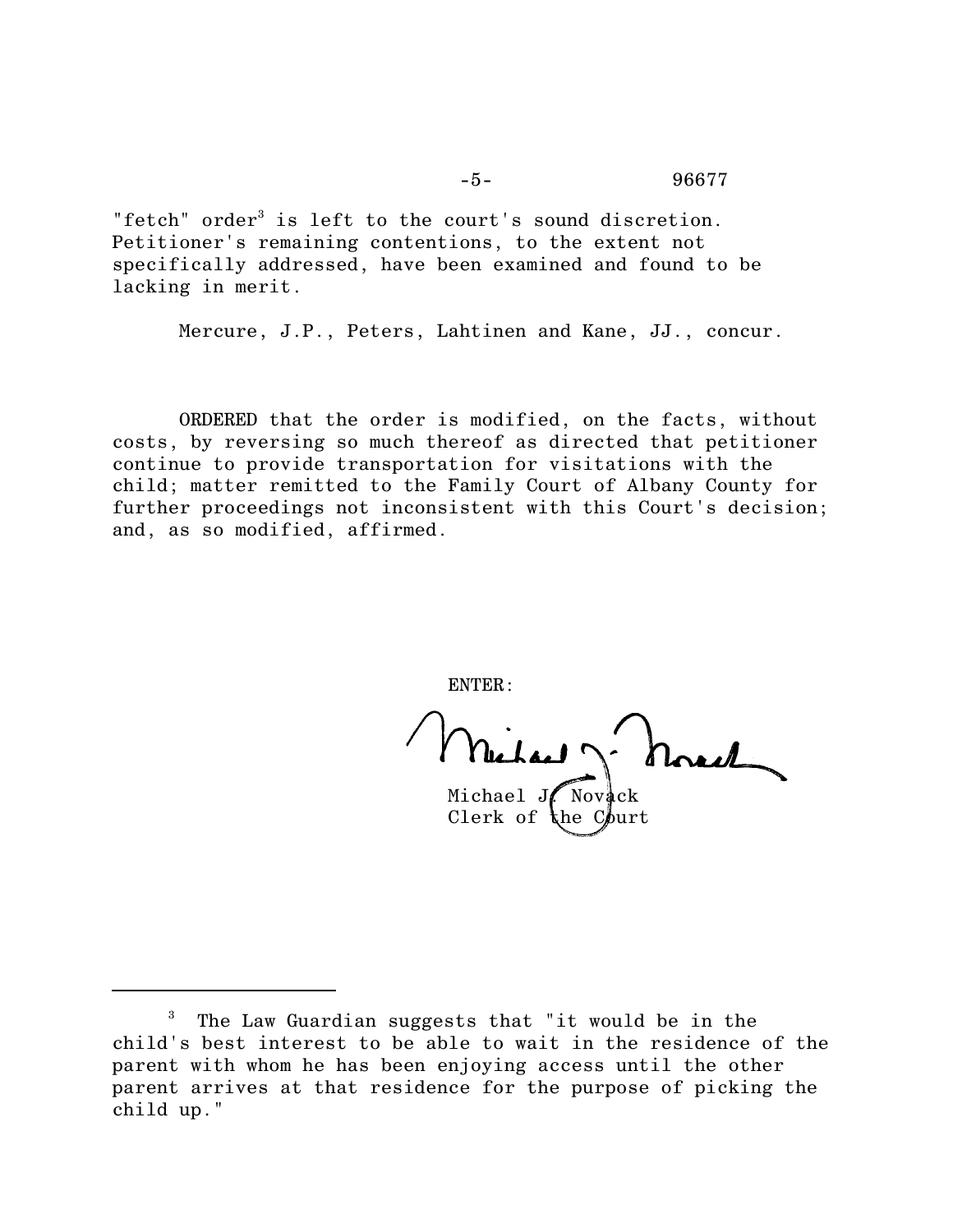"fetch" order[3] is left to the court's sound discretion. Petitioner's remaining contentions, to the extent not specifically addressed, have been examined and found to be lacking in merit.

Mercure, J.P., Peters, Lahtinen and Kane, JJ., concur.

ORDERED that the order is modified, on the facts, without costs, by reversing so much thereof as directed that petitioner continue to provide transportation for visitations with the child; matter remitted to the Family Court of Albany County for further proceedings not inconsistent with this Court's decision; and, as so modified, affirmed.

ENTER:

Michael J. Novack
Clerk of the Court

---

[3] The Law Guardian suggests that "it would be in the child's best interest to be able to wait in the residence of the parent with whom he has been enjoying access until the other parent arrives at that residence for the purpose of picking the child up."